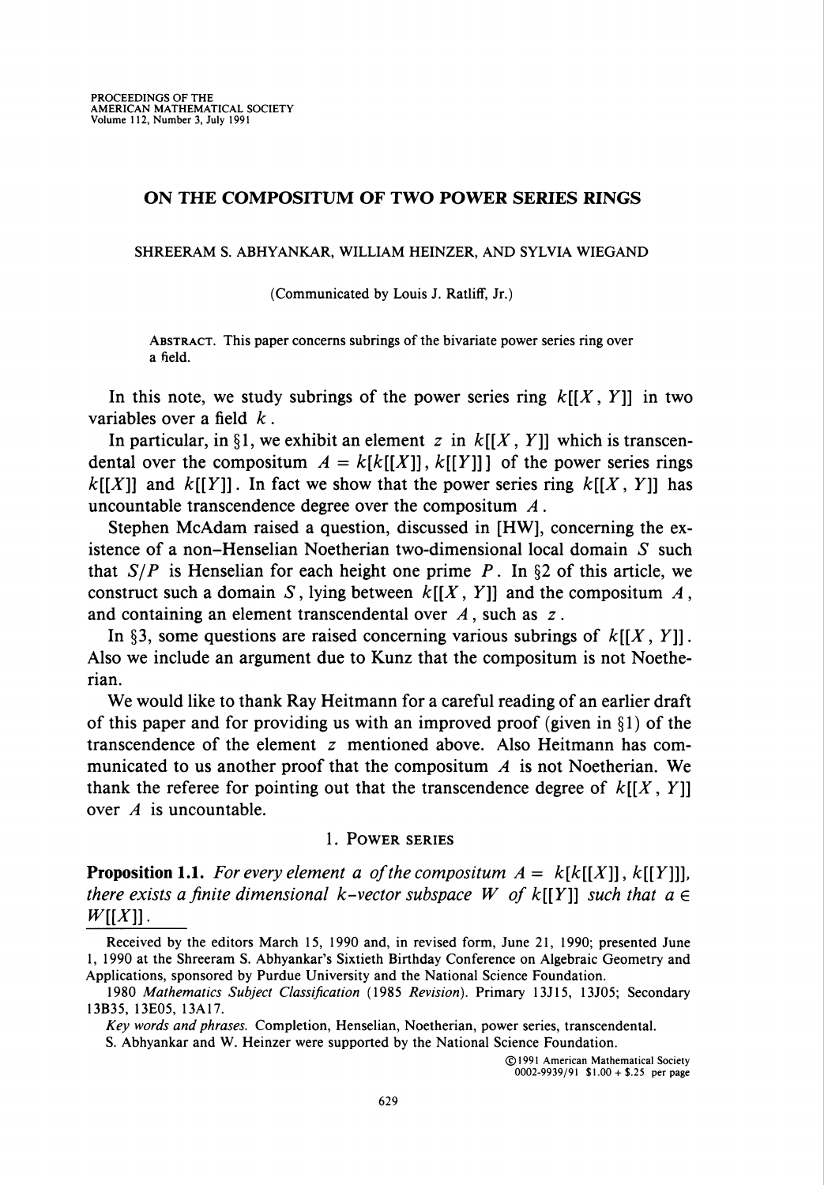# ON THE COMPOSITUM OF TWO POWER SERIES RINGS

SHREERAM S. ABHYANKAR, WILLIAM HEINZER, AND SYLVIA WIEGAND

(Communicated by Louis J. Ratliff, Jr.)

ABSTRACT. This paper concerns subrings of the bivariate power series ring over a field.

In this note, we study subrings of the power series ring $k[[X, Y]]$ in two variables over a field $k$.

In particular, in §1, we exhibit an element $z$ in $k[[X, Y]]$ which is transcendental over the compositum $A = k[k[[X]], k[[Y]]]$ of the power series rings $k[[X]]$ and $k[[Y]]$. In fact we show that the power series ring $k[[X, Y]]$ has uncountable transcendence degree over the compositum $A$.

Stephen McAdam raised a question, discussed in [HW], concerning the existence of a non-Henselian Noetherian two-dimensional local domain $S$ such that $S/P$ is Henselian for each height one prime $P$. In §2 of this article, we construct such a domain $S$, lying between $k[[X, Y]]$ and the compositum $A$, and containing an element transcendental over $A$, such as $z$.

In §3, some questions are raised concerning various subrings of $k[[X, Y]]$. Also we include an argument due to Kunz that the compositum is not Noetherian.

We would like to thank Ray Heitmann for a careful reading of an earlier draft of this paper and for providing us with an improved proof (given in §1) of the transcendence of the element $z$ mentioned above. Also Heitmann has communicated to us another proof that the compositum $A$ is not Noetherian. We thank the referee for pointing out that the transcendence degree of $k[[X, Y]]$ over $A$ is uncountable.

## 1. POWER SERIES

**Proposition 1.1.** *For every element $a$ of the compositum $A = k[k[[X]], k[[Y]]]$, there exists a finite dimensional $k$-vector subspace $W$ of $k[[Y]]$ such that $a \in W[[X]]$.*

Received by the editors March 15, 1990 and, in revised form, June 21, 1990; presented June 1, 1990 at the Shreeram S. Abhyankar's Sixtieth Birthday Conference on Algebraic Geometry and Applications, sponsored by Purdue University and the National Science Foundation.

1980 *Mathematics Subject Classification* (1985 *Revision*). Primary 13J15, 13J05; Secondary 13B35, 13E05, 13A17.

*Key words and phrases.* Completion, Henselian, Noetherian, power series, transcendental.

S. Abhyankar and W. Heinzer were supported by the National Science Foundation.

©1991 American Mathematical Society 0002-9939/91 $1.00 + $.25 per page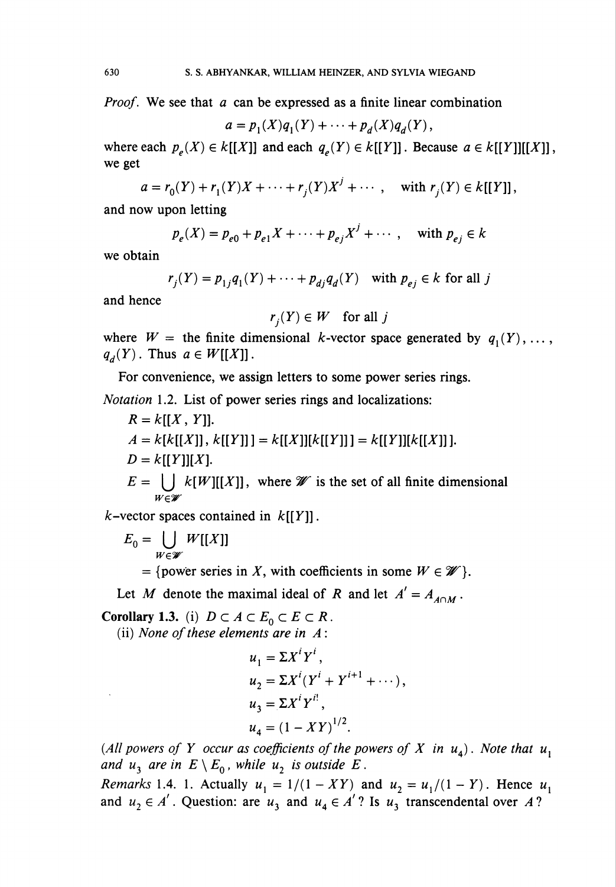*Proof.* We see that $a$ can be expressed as a finite linear combination

$$a = p_1(X)q_1(Y) + \cdots + p_d(X)q_d(Y),$$

where each $p_e(X) \in k[[X]]$ and each $q_e(Y) \in k[[Y]]$. Because $a \in k[[Y]][[X]]$, we get

$$a = r_0(Y) + r_1(Y)X + \cdots + r_j(Y)X^j + \cdots, \quad \text{with } r_j(Y) \in k[[Y]],$$

and now upon letting

$$p_e(X) = p_{e0} + p_{e1}X + \cdots + p_{ej}X^j + \cdots, \quad \text{with } p_{ej} \in k$$

we obtain

$$r_j(Y) = p_{1j}q_1(Y) + \cdots + p_{dj}q_d(Y) \quad \text{with } p_{ej} \in k \text{ for all } j$$

and hence

$$r_j(Y) \in W \quad \text{for all } j$$

where $W =$ the finite dimensional $k$-vector space generated by $q_1(Y), \ldots, q_d(Y)$. Thus $a \in W[[X]]$.

For convenience, we assign letters to some power series rings.

*Notation* 1.2. List of power series rings and localizations:

$R = k[[X, Y]]$.

$A = k[k[[X]], k[[Y]]] = k[[X]][k[[Y]]] = k[[Y]][k[[X]]]$.

$D = k[[Y]][X]$.

$E = \bigcup_{W \in \mathscr{W}} k[W][[X]]$, where $\mathscr{W}$ is the set of all finite dimensional $k$-vector spaces contained in $k[[Y]]$.

$E_0 = \bigcup_{W \in \mathscr{W}} W[[X]]$

$= \{\text{power series in } X, \text{ with coefficients in some } W \in \mathscr{W}\}$.

Let $M$ denote the maximal ideal of $R$ and let $A' = A_{A \cap M}$.

**Corollary 1.3.** (i) *$D \subset A \subset E_0 \subset E \subset R$.*

(ii) *None of these elements are in $A$:*

$$u_1 = \Sigma X^i Y^i,$$

$$u_2 = \Sigma X^i(Y^i + Y^{i+1} + \cdots),$$

$$u_3 = \Sigma X^i Y^{i!},$$

$$u_4 = (1 - XY)^{1/2}.$$

*(All powers of $Y$ occur as coefficients of the powers of $X$ in $u_4$). Note that $u_1$ and $u_3$ are in $E \setminus E_0$, while $u_2$ is outside $E$.*

*Remarks* 1.4. 1. Actually $u_1 = 1/(1 - XY)$ and $u_2 = u_1/(1 - Y)$. Hence $u_1$ and $u_2 \in A'$. Question: are $u_3$ and $u_4 \in A'$? Is $u_3$ transcendental over $A$?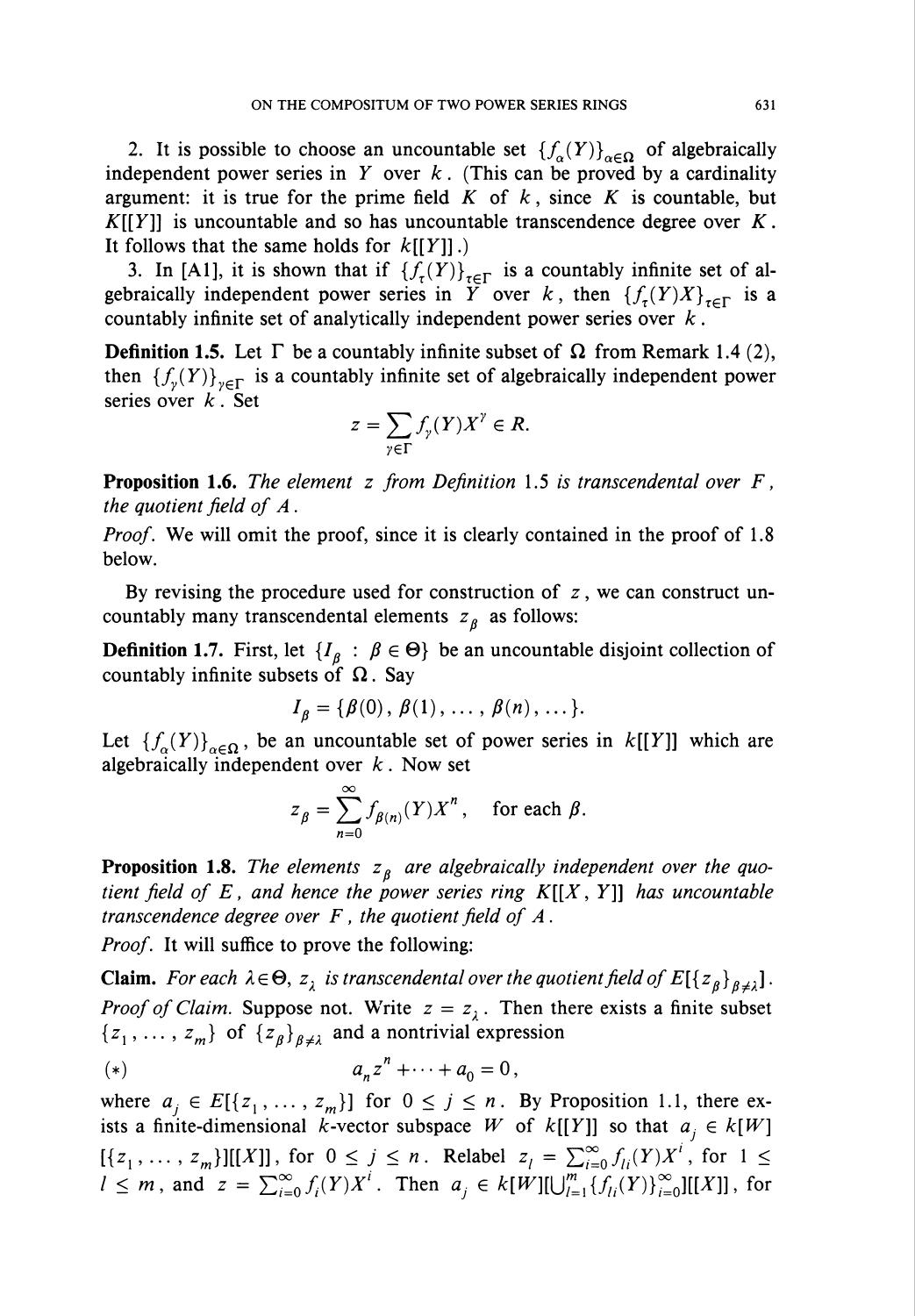2. It is possible to choose an uncountable set $\{f_\alpha(Y)\}_{\alpha\in\Omega}$ of algebraically independent power series in $Y$ over $k$. (This can be proved by a cardinality argument: it is true for the prime field $K$ of $k$, since $K$ is countable, but $K[[Y]]$ is uncountable and so has uncountable transcendence degree over $K$. It follows that the same holds for $k[[Y]]$.)

3. In [A1], it is shown that if $\{f_\tau(Y)\}_{\tau\in\Gamma}$ is a countably infinite set of algebraically independent power series in $Y$ over $k$, then $\{f_\tau(Y)X\}_{\tau\in\Gamma}$ is a countably infinite set of analytically independent power series over $k$.

**Definition 1.5.** Let $\Gamma$ be a countably infinite subset of $\Omega$ from Remark 1.4 (2), then $\{f_\gamma(Y)\}_{\gamma\in\Gamma}$ is a countably infinite set of algebraically independent power series over $k$. Set

$$z = \sum_{\gamma\in\Gamma} f_\gamma(Y)X^\gamma \in R.$$

**Proposition 1.6.** *The element $z$ from Definition 1.5 is transcendental over $F$, the quotient field of $A$.*

*Proof.* We will omit the proof, since it is clearly contained in the proof of 1.8 below.

By revising the procedure used for construction of $z$, we can construct uncountably many transcendental elements $z_\beta$ as follows:

**Definition 1.7.** First, let $\{I_\beta : \beta\in\Theta\}$ be an uncountable disjoint collection of countably infinite subsets of $\Omega$. Say

$$I_\beta = \{\beta(0), \beta(1), \dots, \beta(n), \dots\}.$$

Let $\{f_\alpha(Y)\}_{\alpha\in\Omega}$, be an uncountable set of power series in $k[[Y]]$ which are algebraically independent over $k$. Now set

$$z_\beta = \sum_{n=0}^{\infty} f_{\beta(n)}(Y)X^n, \quad \text{for each } \beta.$$

**Proposition 1.8.** *The elements $z_\beta$ are algebraically independent over the quotient field of $E$, and hence the power series ring $K[[X, Y]]$ has uncountable transcendence degree over $F$, the quotient field of $A$.*

*Proof.* It will suffice to prove the following:

**Claim.** *For each $\lambda\in\Theta$, $z_\lambda$ is transcendental over the quotient field of $E[\{z_\beta\}_{\beta\neq\lambda}]$.*

*Proof of Claim.* Suppose not. Write $z = z_\lambda$. Then there exists a finite subset $\{z_1, \dots, z_m\}$ of $\{z_\beta\}_{\beta\neq\lambda}$ and a nontrivial expression

$$(*) \qquad a_n z^n + \cdots + a_0 = 0,$$

where $a_j \in E[\{z_1, \dots, z_m\}]$ for $0\le j\le n$. By Proposition 1.1, there exists a finite-dimensional $k$-vector subspace $W$ of $k[[Y]]$ so that $a_j \in k[W][\{z_1, \dots, z_m\}][[X]]$, for $0\le j\le n$. Relabel $z_l = \sum_{i=0}^{\infty} f_{li}(Y)X^i$, for $1\le l\le m$, and $z = \sum_{i=0}^{\infty} f_i(Y)X^i$. Then $a_j \in k[W][\bigcup_{l=1}^{m}\{f_{li}(Y)\}_{i=0}^{\infty}][[X]]$, for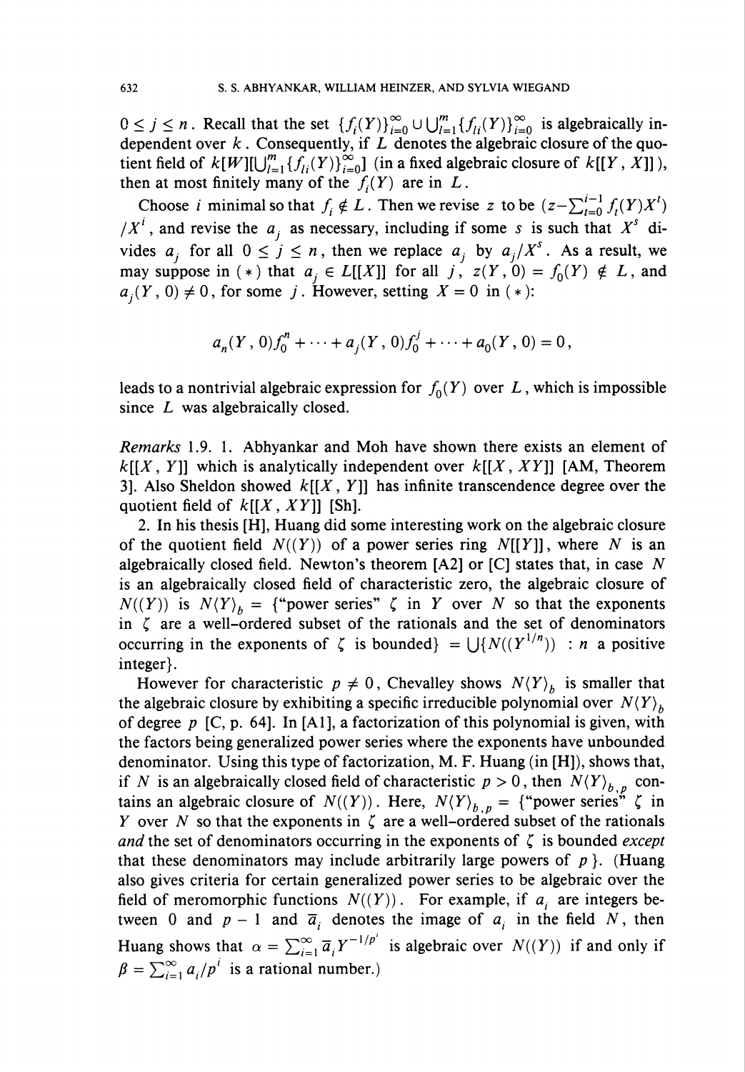$0 \leq j \leq n$. Recall that the set $\{f_i(Y)\}_{i=0}^{\infty} \cup \bigcup_{l=1}^{m} \{f_{li}(Y)\}_{i=0}^{\infty}$ is algebraically independent over $k$. Consequently, if $L$ denotes the algebraic closure of the quotient field of $k[W][\bigcup_{l=1}^{m} \{f_{li}(Y)\}_{i=0}^{\infty}]$ (in a fixed algebraic closure of $k[[Y, X]]$), then at most finitely many of the $f_i(Y)$ are in $L$.

Choose $i$ minimal so that $f_i \notin L$. Then we revise $z$ to be $(z - \sum_{t=0}^{i-1} f_t(Y)X^t)/X^i$, and revise the $a_j$ as necessary, including if some $s$ is such that $X^s$ divides $a_j$ for all $0 \leq j \leq n$, then we replace $a_j$ by $a_j/X^s$. As a result, we may suppose in ( * ) that $a_j \in L[[X]]$ for all $j$, $z(Y, 0) = f_0(Y) \notin L$, and $a_j(Y, 0) \neq 0$, for some $j$. However, setting $X = 0$ in ( * ):

$$a_n(Y, 0)f_0^n + \cdots + a_j(Y, 0)f_0^j + \cdots + a_0(Y, 0) = 0,$$

leads to a nontrivial algebraic expression for $f_0(Y)$ over $L$, which is impossible since $L$ was algebraically closed.

*Remarks* 1.9. 1. Abhyankar and Moh have shown there exists an element of $k[[X, Y]]$ which is analytically independent over $k[[X, XY]]$ [AM, Theorem 3]. Also Sheldon showed $k[[X, Y]]$ has infinite transcendence degree over the quotient field of $k[[X, XY]]$ [Sh].

2. In his thesis [H], Huang did some interesting work on the algebraic closure of the quotient field $N((Y))$ of a power series ring $N[[Y]]$, where $N$ is an algebraically closed field. Newton's theorem [A2] or [C] states that, in case $N$ is an algebraically closed field of characteristic zero, the algebraic closure of $N((Y))$ is $N\langle Y\rangle_b = \{$"power series" $\zeta$ in $Y$ over $N$ so that the exponents in $\zeta$ are a well-ordered subset of the rationals and the set of denominators occurring in the exponents of $\zeta$ is bounded$\}$ $= \bigcup\{N((Y^{1/n})) : n$ a positive integer$\}$.

However for characteristic $p \neq 0$, Chevalley shows $N\langle Y\rangle_b$ is smaller that the algebraic closure by exhibiting a specific irreducible polynomial over $N\langle Y\rangle_b$ of degree $p$ [C, p. 64]. In [A1], a factorization of this polynomial is given, with the factors being generalized power series where the exponents have unbounded denominator. Using this type of factorization, M. F. Huang (in [H]), shows that, if $N$ is an algebraically closed field of characteristic $p > 0$, then $N\langle Y\rangle_{b,p}$ contains an algebraic closure of $N((Y))$. Here, $N\langle Y\rangle_{b,p} = \{$"power series" $\zeta$ in $Y$ over $N$ so that the exponents in $\zeta$ are a well-ordered subset of the rationals *and* the set of denominators occurring in the exponents of $\zeta$ is bounded *except* that these denominators may include arbitrarily large powers of $p$$\}$. (Huang also gives criteria for certain generalized power series to be algebraic over the field of meromorphic functions $N((Y))$. For example, if $a_i$ are integers between $0$ and $p-1$ and $\overline{a}_i$ denotes the image of $a_i$ in the field $N$, then Huang shows that $\alpha = \sum_{i=1}^{\infty} \overline{a}_i Y^{-1/p^i}$ is algebraic over $N((Y))$ if and only if $\beta = \sum_{i=1}^{\infty} a_i/p^i$ is a rational number.)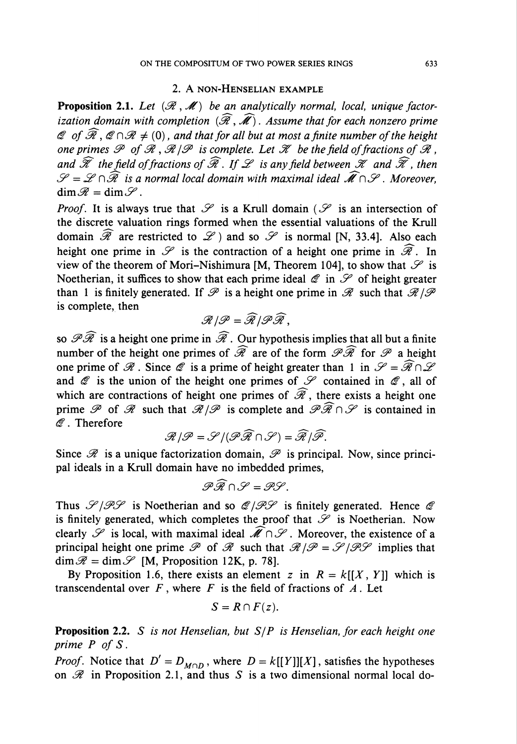## 2. A non-Henselian example

**Proposition 2.1.** *Let $(\mathscr{R}, \mathscr{M})$ be an analytically normal, local, unique factorization domain with completion $(\widehat{\mathscr{R}}, \widehat{\mathscr{M}})$. Assume that for each nonzero prime $\mathscr{Q}$ of $\widehat{\mathscr{R}}$, $\mathscr{Q} \cap \mathscr{R} \neq (0)$, and that for all but at most a finite number of the height one primes $\mathscr{P}$ of $\mathscr{R}$, $\mathscr{R}/\mathscr{P}$ is complete. Let $\mathscr{K}$ be the field of fractions of $\mathscr{R}$, and $\widehat{\mathscr{K}}$ the field of fractions of $\widehat{\mathscr{R}}$. If $\mathscr{L}$ is any field between $\mathscr{K}$ and $\widehat{\mathscr{K}}$, then $\mathscr{S} = \mathscr{L} \cap \widehat{\mathscr{R}}$ is a normal local domain with maximal ideal $\widehat{\mathscr{M}} \cap \mathscr{S}$. Moreover, $\dim \mathscr{R} = \dim \mathscr{S}$.*

*Proof.* It is always true that $\mathscr{S}$ is a Krull domain ($\mathscr{S}$ is an intersection of the discrete valuation rings formed when the essential valuations of the Krull domain $\widehat{\mathscr{R}}$ are restricted to $\mathscr{L}$) and so $\mathscr{S}$ is normal [N, 33.4]. Also each height one prime in $\mathscr{S}$ is the contraction of a height one prime in $\widehat{\mathscr{R}}$. In view of the theorem of Mori–Nishimura [M, Theorem 104], to show that $\mathscr{S}$ is Noetherian, it suffices to show that each prime ideal $\mathscr{Q}$ in $\mathscr{S}$ of height greater than 1 is finitely generated. If $\mathscr{P}$ is a height one prime in $\mathscr{R}$ such that $\mathscr{R}/\mathscr{P}$ is complete, then

$$\mathscr{R}/\mathscr{P} = \widehat{\mathscr{R}}/\mathscr{P}\widehat{\mathscr{R}},$$

so $\mathscr{P}\widehat{\mathscr{R}}$ is a height one prime in $\widehat{\mathscr{R}}$. Our hypothesis implies that all but a finite number of the height one primes of $\widehat{\mathscr{R}}$ are of the form $\mathscr{P}\widehat{\mathscr{R}}$ for $\mathscr{P}$ a height one prime of $\mathscr{R}$. Since $\mathscr{Q}$ is a prime of height greater than 1 in $\mathscr{S} = \widehat{\mathscr{R}} \cap \mathscr{L}$ and $\mathscr{Q}$ is the union of the height one primes of $\mathscr{S}$ contained in $\mathscr{Q}$, all of which are contractions of height one primes of $\widehat{\mathscr{R}}$, there exists a height one prime $\mathscr{P}$ of $\mathscr{R}$ such that $\mathscr{R}/\mathscr{P}$ is complete and $\mathscr{P}\widehat{\mathscr{R}} \cap \mathscr{S}$ is contained in $\mathscr{Q}$. Therefore

$$\mathscr{R}/\mathscr{P} = \mathscr{S}/(\mathscr{P}\widehat{\mathscr{R}} \cap \mathscr{S}) = \widehat{\mathscr{R}}/\widehat{\mathscr{P}}.$$

Since $\mathscr{R}$ is a unique factorization domain, $\mathscr{P}$ is principal. Now, since principal ideals in a Krull domain have no imbedded primes,

$$\mathscr{P}\widehat{\mathscr{R}} \cap \mathscr{S} = \mathscr{P}\mathscr{S}.$$

Thus $\mathscr{S}/\mathscr{P}\mathscr{S}$ is Noetherian and so $\mathscr{Q}/\mathscr{P}\mathscr{S}$ is finitely generated. Hence $\mathscr{Q}$ is finitely generated, which completes the proof that $\mathscr{S}$ is Noetherian. Now clearly $\mathscr{S}$ is local, with maximal ideal $\widehat{\mathscr{M}} \cap \mathscr{S}$. Moreover, the existence of a principal height one prime $\mathscr{P}$ of $\mathscr{R}$ such that $\mathscr{R}/\mathscr{P} = \mathscr{S}/\mathscr{P}\mathscr{S}$ implies that $\dim \mathscr{R} = \dim \mathscr{S}$ [M, Proposition 12K, p. 78].

By Proposition 1.6, there exists an element $z$ in $R = k[[X, Y]]$ which is transcendental over $F$, where $F$ is the field of fractions of $A$. Let

$$S = R \cap F(z).$$

**Proposition 2.2.** *$S$ is not Henselian, but $S/P$ is Henselian, for each height one prime $P$ of $S$.*

*Proof.* Notice that $D' = D_{M \cap D}$, where $D = k[[Y]][X]$, satisfies the hypotheses on $\mathscr{R}$ in Proposition 2.1, and thus $S$ is a two dimensional normal local do-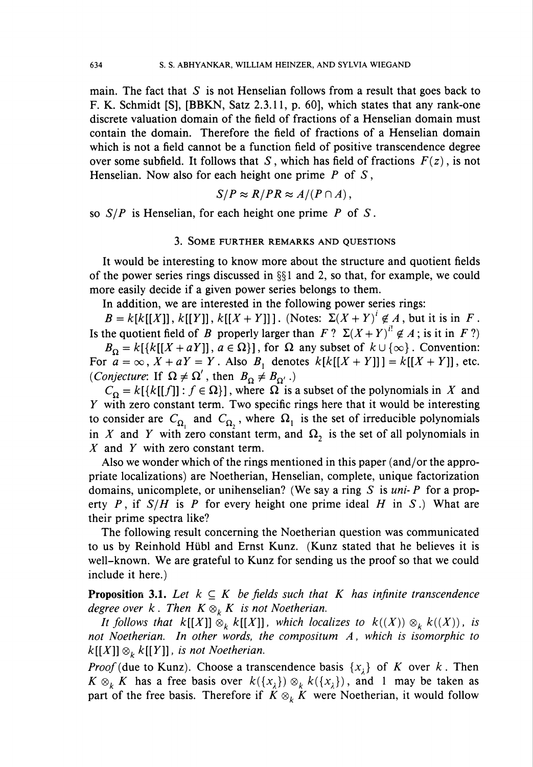main. The fact that $S$ is not Henselian follows from a result that goes back to F. K. Schmidt [S], [BBKN, Satz 2.3.11, p. 60], which states that any rank-one discrete valuation domain of the field of fractions of a Henselian domain must contain the domain. Therefore the field of fractions of a Henselian domain which is not a field cannot be a function field of positive transcendence degree over some subfield. It follows that $S$, which has field of fractions $F(z)$, is not Henselian. Now also for each height one prime $P$ of $S$,

$$S/P \approx R/PR \approx A/(P \cap A),$$

so $S/P$ is Henselian, for each height one prime $P$ of $S$.

## 3. Some further remarks and questions

It would be interesting to know more about the structure and quotient fields of the power series rings discussed in §§1 and 2, so that, for example, we could more easily decide if a given power series belongs to them.

In addition, we are interested in the following power series rings:

$B = k[k[[X]], k[[Y]], k[[X+Y]]]$. (Notes: $\Sigma(X+Y)^i \notin A$, but it is in $F$. Is the quotient field of $B$ properly larger than $F$? $\Sigma(X+Y)^{i!} \notin A$; is it in $F$?)

$B_\Omega = k[\{k[[X+aY]], a \in \Omega\}]$, for $\Omega$ any subset of $k \cup \{\infty\}$. Convention: For $a = \infty$, $X + aY = Y$. Also $B_1$ denotes $k[k[[X+Y]]] = k[[X+Y]]$, etc. (*Conjecture*: If $\Omega \neq \Omega'$, then $B_\Omega \neq B_{\Omega'}$.)

$C_\Omega = k[\{k[[f]] : f \in \Omega\}]$, where $\Omega$ is a subset of the polynomials in $X$ and $Y$ with zero constant term. Two specific rings here that it would be interesting to consider are $C_{\Omega_1}$ and $C_{\Omega_2}$, where $\Omega_1$ is the set of irreducible polynomials in $X$ and $Y$ with zero constant term, and $\Omega_2$ is the set of all polynomials in $X$ and $Y$ with zero constant term.

Also we wonder which of the rings mentioned in this paper (and/or the appropriate localizations) are Noetherian, Henselian, complete, unique factorization domains, unicomplete, or unihenselian? (We say a ring $S$ is *uni-P* for a property $P$, if $S/H$ is $P$ for every height one prime ideal $H$ in $S$.) What are their prime spectra like?

The following result concerning the Noetherian question was communicated to us by Reinhold Hübl and Ernst Kunz. (Kunz stated that he believes it is well-known. We are grateful to Kunz for sending us the proof so that we could include it here.)

**Proposition 3.1.** *Let $k \subseteq K$ be fields such that $K$ has infinite transcendence degree over $k$. Then $K \otimes_k K$ is not Noetherian.*

*It follows that $k[[X]] \otimes_k k[[X]]$, which localizes to $k((X)) \otimes_k k((X))$, is not Noetherian. In other words, the compositum $A$, which is isomorphic to $k[[X]] \otimes_k k[[Y]]$, is not Noetherian.*

*Proof* (due to Kunz). Choose a transcendence basis $\{x_\lambda\}$ of $K$ over $k$. Then $K \otimes_k K$ has a free basis over $k(\{x_\lambda\}) \otimes_k k(\{x_\lambda\})$, and 1 may be taken as part of the free basis. Therefore if $K \otimes_k K$ were Noetherian, it would follow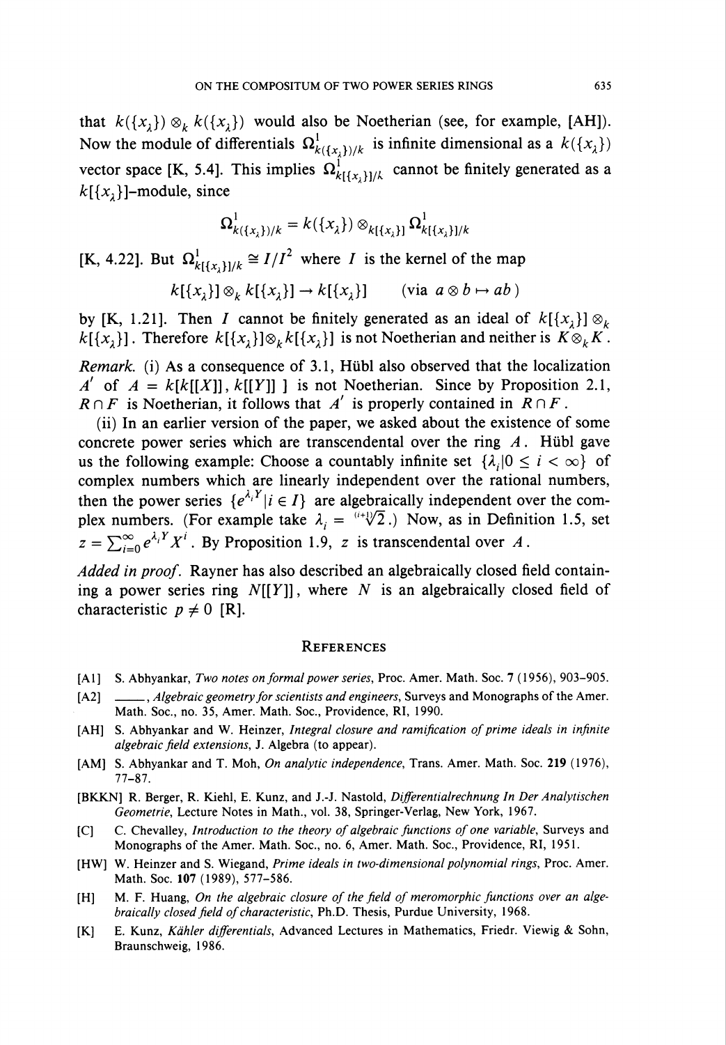that $k(\{x_\lambda\}) \otimes_k k(\{x_\lambda\})$ would also be Noetherian (see, for example, [AH]). Now the module of differentials $\Omega^1_{k(\{x_\lambda\})/k}$ is infinite dimensional as a $k(\{x_\lambda\})$ vector space [K, 5.4]. This implies $\Omega^1_{k[\{x_\lambda\}]/k}$ cannot be finitely generated as a $k[\{x_\lambda\}]$-module, since

$$\Omega^1_{k(\{x_\lambda\})/k} = k(\{x_\lambda\}) \otimes_{k[\{x_\lambda\}]} \Omega^1_{k[\{x_\lambda\}]/k}$$

[K, 4.22]. But $\Omega^1_{k[\{x_\lambda\}]/k} \cong I/I^2$ where $I$ is the kernel of the map

$$k[\{x_\lambda\}] \otimes_k k[\{x_\lambda\}] \to k[\{x_\lambda\}] \qquad (\text{via } a \otimes b \mapsto ab)$$

by [K, 1.21]. Then $I$ cannot be finitely generated as an ideal of $k[\{x_\lambda\}] \otimes_k k[\{x_\lambda\}]$. Therefore $k[\{x_\lambda\}] \otimes_k k[\{x_\lambda\}]$ is not Noetherian and neither is $K \otimes_k K$.

*Remark.* (i) As a consequence of 3.1, Hübl also observed that the localization $A'$ of $A = k[k[[X]], k[[Y]]\,]$ is not Noetherian. Since by Proposition 2.1, $R \cap F$ is Noetherian, it follows that $A'$ is properly contained in $R \cap F$.

(ii) In an earlier version of the paper, we asked about the existence of some concrete power series which are transcendental over the ring $A$. Hübl gave us the following example: Choose a countably infinite set $\{\lambda_i | 0 \le i < \infty\}$ of complex numbers which are linearly independent over the rational numbers, then the power series $\{e^{\lambda_i Y} | i \in I\}$ are algebraically independent over the complex numbers. (For example take $\lambda_i = \sqrt[(i+1)]{2}$.) Now, as in Definition 1.5, set $z = \sum_{i=0}^{\infty} e^{\lambda_i Y} X^i$. By Proposition 1.9, $z$ is transcendental over $A$.

*Added in proof.* Rayner has also described an algebraically closed field containing a power series ring $N[[Y]]$, where $N$ is an algebraically closed field of characteristic $p \neq 0$ [R].

## References

[A1] S. Abhyankar, *Two notes on formal power series*, Proc. Amer. Math. Soc. **7** (1956), 903–905.

[A2] ——, *Algebraic geometry for scientists and engineers*, Surveys and Monographs of the Amer. Math. Soc., no. 35, Amer. Math. Soc., Providence, RI, 1990.

[AH] S. Abhyankar and W. Heinzer, *Integral closure and ramification of prime ideals in infinite algebraic field extensions*, J. Algebra (to appear).

[AM] S. Abhyankar and T. Moh, *On analytic independence*, Trans. Amer. Math. Soc. **219** (1976), 77–87.

[BKKN] R. Berger, R. Kiehl, E. Kunz, and J.-J. Nastold, *Differentialrechnung In Der Analytischen Geometrie*, Lecture Notes in Math., vol. 38, Springer-Verlag, New York, 1967.

[C] C. Chevalley, *Introduction to the theory of algebraic functions of one variable*, Surveys and Monographs of the Amer. Math. Soc., no. 6, Amer. Math. Soc., Providence, RI, 1951.

[HW] W. Heinzer and S. Wiegand, *Prime ideals in two-dimensional polynomial rings*, Proc. Amer. Math. Soc. **107** (1989), 577–586.

[H] M. F. Huang, *On the algebraic closure of the field of meromorphic functions over an algebraically closed field of characteristic*, Ph.D. Thesis, Purdue University, 1968.

[K] E. Kunz, *Kähler differentials*, Advanced Lectures in Mathematics, Friedr. Viewig & Sohn, Braunschweig, 1986.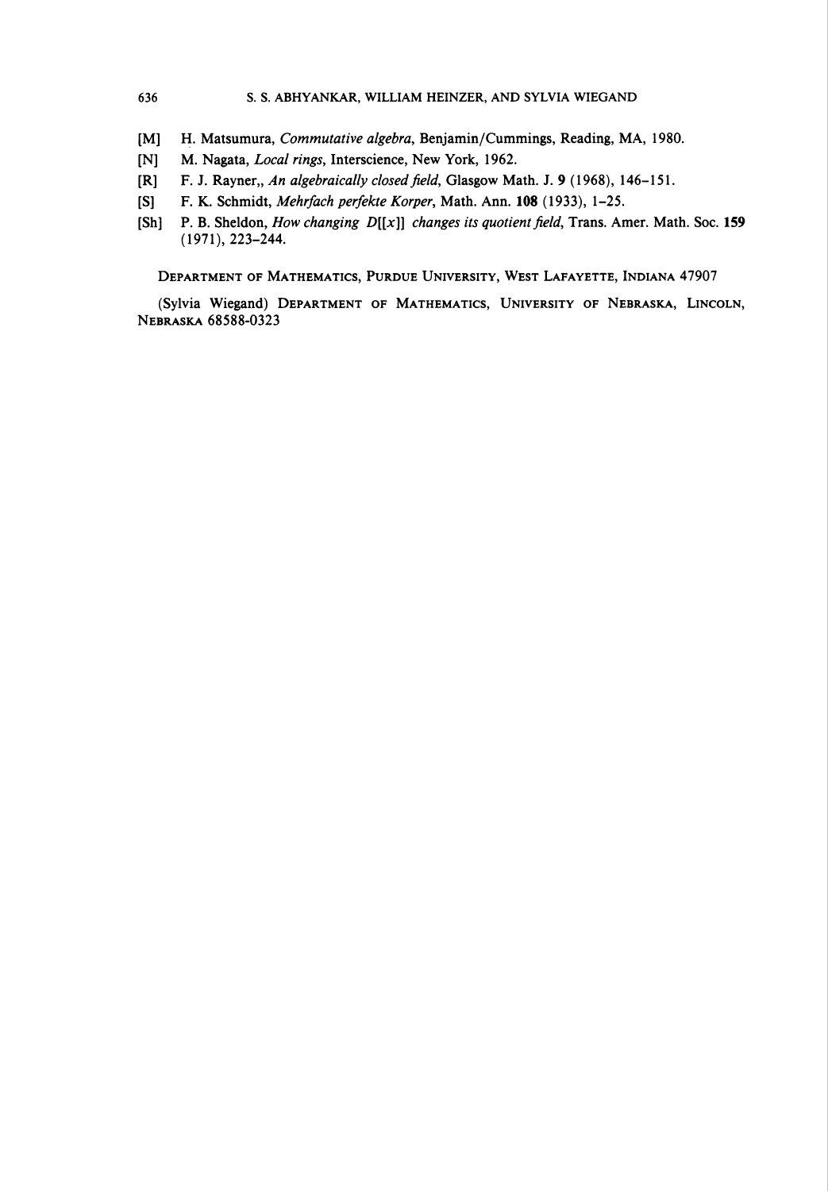[M] H. Matsumura, *Commutative algebra*, Benjamin/Cummings, Reading, MA, 1980.

[N] M. Nagata, *Local rings*, Interscience, New York, 1962.

[R] F. J. Rayner,, *An algebraically closed field*, Glasgow Math. J. **9** (1968), 146–151.

[S] F. K. Schmidt, *Mehrfach perfekte Korper*, Math. Ann. **108** (1933), 1–25.

[Sh] P. B. Sheldon, *How changing* $D[[x]]$ *changes its quotient field*, Trans. Amer. Math. Soc. **159** (1971), 223–244.

Department of Mathematics, Purdue University, West Lafayette, Indiana 47907

(Sylvia Wiegand) Department of Mathematics, University of Nebraska, Lincoln, Nebraska 68588-0323